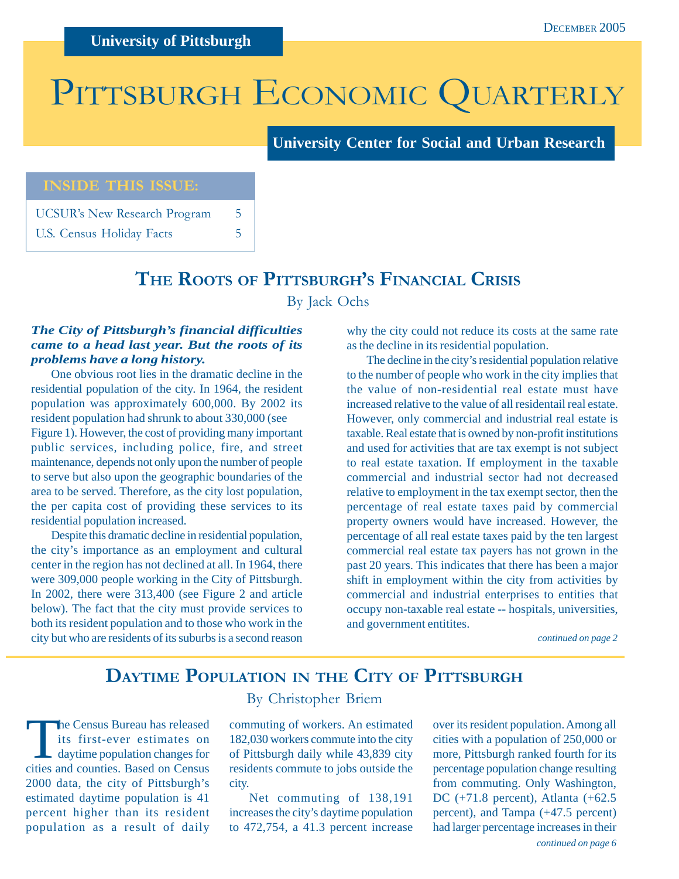University of Pittsburgh

December 2005

# Pittsburgh Economic Quarterly

University Center for Social and Urban Research

**INSIDE THIS ISSUE:**

| | |
|---|---|
| UCSUR's New Research Program | 5 |
| U.S. Census Holiday Facts | 5 |

## The Roots of Pittsburgh's Financial Crisis

By Jack Ochs

***The City of Pittsburgh's financial difficulties came to a head last year. But the roots of its problems have a long history.***

One obvious root lies in the dramatic decline in the residential population of the city. In 1964, the resident population was approximately 600,000. By 2002 its resident population had shrunk to about 330,000 (see Figure 1). However, the cost of providing many important public services, including police, fire, and street maintenance, depends not only upon the number of people to serve but also upon the geographic boundaries of the area to be served. Therefore, as the city lost population, the per capita cost of providing these services to its residential population increased.

Despite this dramatic decline in residential population, the city's importance as an employment and cultural center in the region has not declined at all. In 1964, there were 309,000 people working in the City of Pittsburgh. In 2002, there were 313,400 (see Figure 2 and article below). The fact that the city must provide services to both its resident population and to those who work in the city but who are residents of its suburbs is a second reason why the city could not reduce its costs at the same rate as the decline in its residential population.

The decline in the city's residential population relative to the number of people who work in the city implies that the value of non-residential real estate must have increased relative to the value of all residentail real estate. However, only commercial and industrial real estate is taxable. Real estate that is owned by non-profit institutions and used for activities that are tax exempt is not subject to real estate taxation. If employment in the taxable commercial and industrial sector had not decreased relative to employment in the tax exempt sector, then the percentage of real estate taxes paid by commercial property owners would have increased. However, the percentage of all real estate taxes paid by the ten largest commercial real estate tax payers has not grown in the past 20 years. This indicates that there has been a major shift in employment within the city from activities by commercial and industrial enterprises to entities that occupy non-taxable real estate -- hospitals, universities, and government entitites.

*continued on page 2*

## Daytime Population in the City of Pittsburgh

By Christopher Briem

The Census Bureau has released its first-ever estimates on daytime population changes for cities and counties. Based on Census 2000 data, the city of Pittsburgh's estimated daytime population is 41 percent higher than its resident population as a result of daily commuting of workers. An estimated 182,030 workers commute into the city of Pittsburgh daily while 43,839 city residents commute to jobs outside the city.

Net commuting of 138,191 increases the city's daytime population to 472,754, a 41.3 percent increase over its resident population. Among all cities with a population of 250,000 or more, Pittsburgh ranked fourth for its percentage population change resulting from commuting. Only Washington, DC (+71.8 percent), Atlanta (+62.5 percent), and Tampa (+47.5 percent) had larger percentage increases in their

*continued on page 6*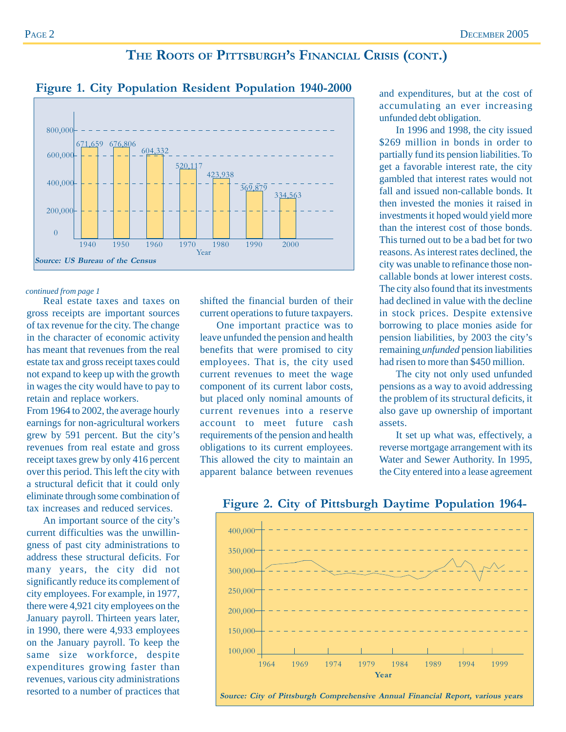## The Roots of Pittsburgh's Financial Crisis (cont.)

**Figure 1. City Population Resident Population 1940-2000**

| Year | Population |
|---|---|
| 1940 | 671,659 |
| 1950 | 676,806 |
| 1960 | 604,332 |
| 1970 | 520,117 |
| 1980 | 423,938 |
| 1990 | 369,879 |
| 2000 | 334,563 |

***Source: US Bureau of the Census***

*continued from page 1*

Real estate taxes and taxes on gross receipts are important sources of tax revenue for the city. The change in the character of economic activity has meant that revenues from the real estate tax and gross receipt taxes could not expand to keep up with the growth in wages the city would have to pay to retain and replace workers. From 1964 to 2002, the average hourly earnings for non-agricultural workers grew by 591 percent. But the city's revenues from real estate and gross receipt taxes grew by only 416 percent over this period. This left the city with a structural deficit that it could only eliminate through some combination of tax increases and reduced services.

An important source of the city's current difficulties was the unwillingness of past city administrations to address these structural deficits. For many years, the city did not significantly reduce its complement of city employees. For example, in 1977, there were 4,921 city employees on the January payroll. Thirteen years later, in 1990, there were 4,933 employees on the January payroll. To keep the same size workforce, despite expenditures growing faster than revenues, various city administrations resorted to a number of practices that shifted the financial burden of their current operations to future taxpayers.

One important practice was to leave unfunded the pension and health benefits that were promised to city employees. That is, the city used current revenues to meet the wage component of its current labor costs, but placed only nominal amounts of current revenues into a reserve account to meet future cash requirements of the pension and health obligations to its current employees. This allowed the city to maintain an apparent balance between revenues and expenditures, but at the cost of accumulating an ever increasing unfunded debt obligation.

In 1996 and 1998, the city issued $269 million in bonds in order to partially fund its pension liabilities. To get a favorable interest rate, the city gambled that interest rates would not fall and issued non-callable bonds. It then invested the monies it raised in investments it hoped would yield more than the interest cost of those bonds. This turned out to be a bad bet for two reasons. As interest rates declined, the city was unable to refinance those non-callable bonds at lower interest costs. The city also found that its investments had declined in value with the decline in stock prices. Despite extensive borrowing to place monies aside for pension liabilities, by 2003 the city's remaining *unfunded* pension liabilities had risen to more than $450 million.

The city not only used unfunded pensions as a way to avoid addressing the problem of its structural deficits, it also gave up ownership of important assets.

It set up what was, effectively, a reverse mortgage arrangement with its Water and Sewer Authority. In 1995, the City entered into a lease agreement

**Figure 2. City of Pittsburgh Daytime Population 1964-**

***Source: City of Pittsburgh Comprehensive Annual Financial Report, various years***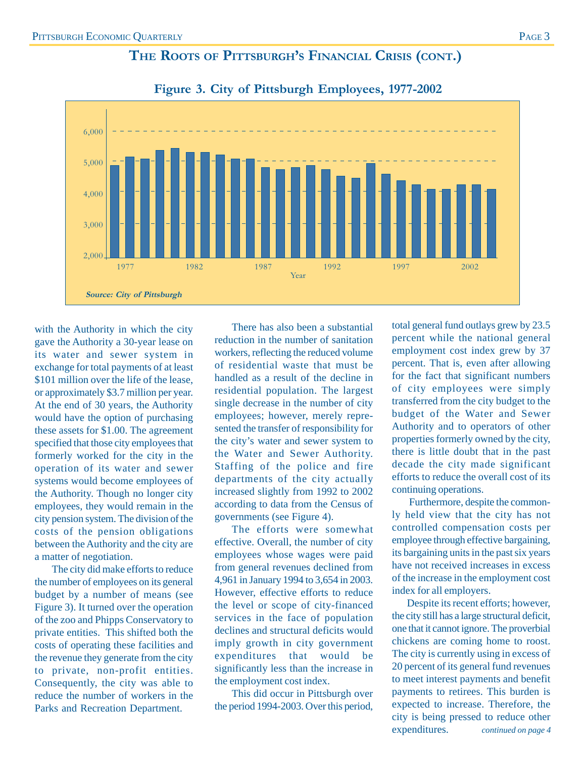## The Roots of Pittsburgh's Financial Crisis (cont.)

**Figure 3. City of Pittsburgh Employees, 1977-2002**

*Source: City of Pittsburgh*

with the Authority in which the city gave the Authority a 30-year lease on its water and sewer system in exchange for total payments of at least $101 million over the life of the lease, or approximately $3.7 million per year. At the end of 30 years, the Authority would have the option of purchasing these assets for $1.00. The agreement specified that those city employees that formerly worked for the city in the operation of its water and sewer systems would become employees of the Authority. Though no longer city employees, they would remain in the city pension system. The division of the costs of the pension obligations between the Authority and the city are a matter of negotiation.

The city did make efforts to reduce the number of employees on its general budget by a number of means (see Figure 3). It turned over the operation of the zoo and Phipps Conservatory to private entities. This shifted both the costs of operating these facilities and the revenue they generate from the city to private, non-profit entities. Consequently, the city was able to reduce the number of workers in the Parks and Recreation Department.

There has also been a substantial reduction in the number of sanitation workers, reflecting the reduced volume of residential waste that must be handled as a result of the decline in residential population. The largest single decrease in the number of city employees; however, merely represented the transfer of responsibility for the city's water and sewer system to the Water and Sewer Authority. Staffing of the police and fire departments of the city actually increased slightly from 1992 to 2002 according to data from the Census of governments (see Figure 4).

The efforts were somewhat effective. Overall, the number of city employees whose wages were paid from general revenues declined from 4,961 in January 1994 to 3,654 in 2003. However, effective efforts to reduce the level or scope of city-financed services in the face of population declines and structural deficits would imply growth in city government expenditures that would be significantly less than the increase in the employment cost index.

This did occur in Pittsburgh over the period 1994-2003. Over this period, total general fund outlays grew by 23.5 percent while the national general employment cost index grew by 37 percent. That is, even after allowing for the fact that significant numbers of city employees were simply transferred from the city budget to the budget of the Water and Sewer Authority and to operators of other properties formerly owned by the city, there is little doubt that in the past decade the city made significant efforts to reduce the overall cost of its continuing operations.

Furthermore, despite the commonly held view that the city has not controlled compensation costs per employee through effective bargaining, its bargaining units in the past six years have not received increases in excess of the increase in the employment cost index for all employers.

Despite its recent efforts; however, the city still has a large structural deficit, one that it cannot ignore. The proverbial chickens are coming home to roost. The city is currently using in excess of 20 percent of its general fund revenues to meet interest payments and benefit payments to retirees. This burden is expected to increase. Therefore, the city is being pressed to reduce other expenditures. *continued on page 4*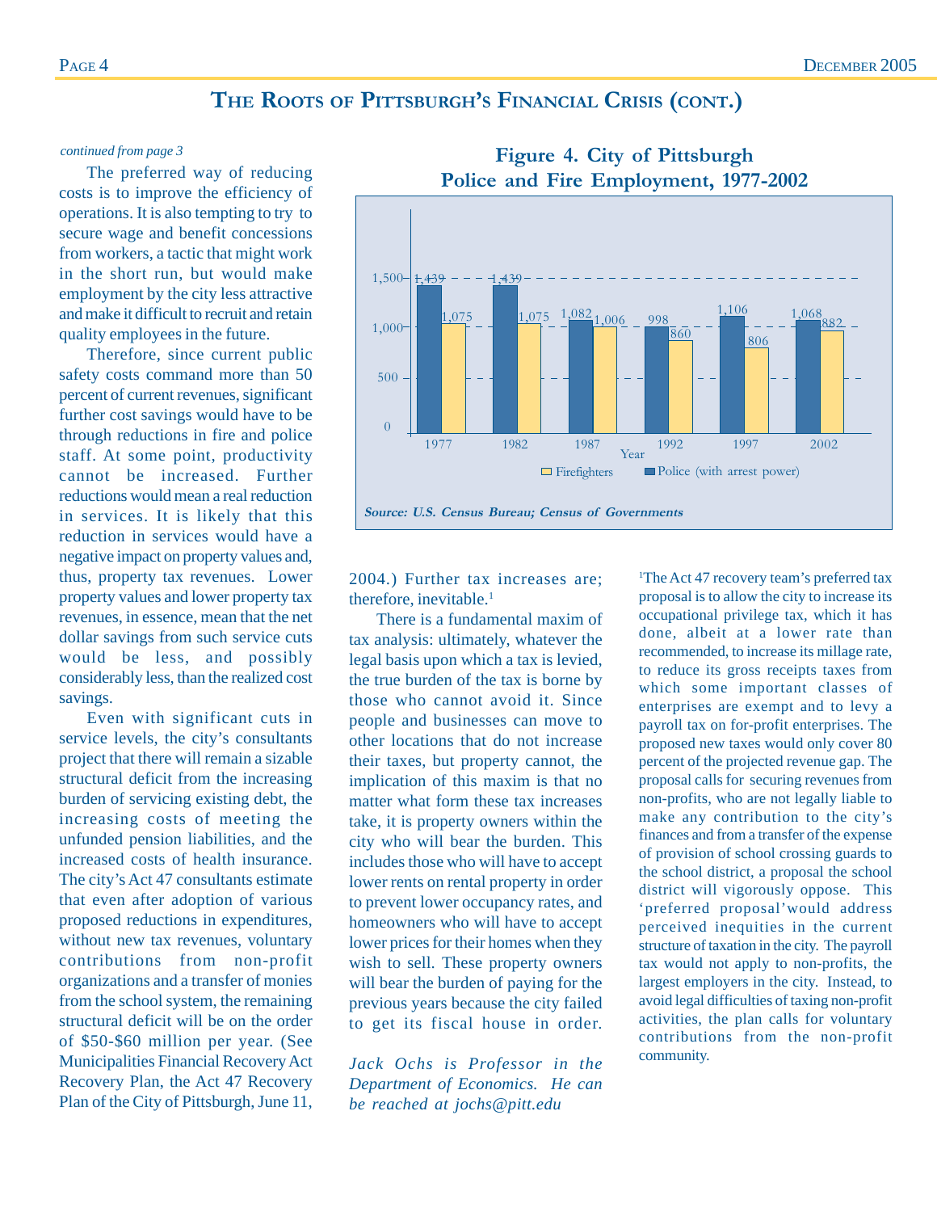## The Roots of Pittsburgh's Financial Crisis (cont.)

*continued from page 3*

The preferred way of reducing costs is to improve the efficiency of operations. It is also tempting to try to secure wage and benefit concessions from workers, a tactic that might work in the short run, but would make employment by the city less attractive and make it difficult to recruit and retain quality employees in the future.

Therefore, since current public safety costs command more than 50 percent of current revenues, significant further cost savings would have to be through reductions in fire and police staff. At some point, productivity cannot be increased. Further reductions would mean a real reduction in services. It is likely that this reduction in services would have a negative impact on property values and, thus, property tax revenues. Lower property values and lower property tax revenues, in essence, mean that the net dollar savings from such service cuts would be less, and possibly considerably less, than the realized cost savings.

Even with significant cuts in service levels, the city's consultants project that there will remain a sizable structural deficit from the increasing burden of servicing existing debt, the increasing costs of meeting the unfunded pension liabilities, and the increased costs of health insurance. The city's Act 47 consultants estimate that even after adoption of various proposed reductions in expenditures, without new tax revenues, voluntary contributions from non-profit organizations and a transfer of monies from the school system, the remaining structural deficit will be on the order of $50-$60 million per year. (See Municipalities Financial Recovery Act Recovery Plan, the Act 47 Recovery Plan of the City of Pittsburgh, June 11, 2004.) Further tax increases are; therefore, inevitable.[1]

**Figure 4. City of Pittsburgh Police and Fire Employment, 1977-2002**

| Year | Police (with arrest power) | Firefighters |
|---|---|---|
| 1977 | 1,439 | 1,075 |
| 1982 | 1,439 | 1,075 |
| 1987 | 1,082 | 1,006 |
| 1992 | 998 | 860 |
| 1997 | 1,106 | 806 |
| 2002 | 1,068 | 882 |

*Source: U.S. Census Bureau; Census of Governments*

There is a fundamental maxim of tax analysis: ultimately, whatever the legal basis upon which a tax is levied, the true burden of the tax is borne by those who cannot avoid it. Since people and businesses can move to other locations that do not increase their taxes, but property cannot, the implication of this maxim is that no matter what form these tax increases take, it is property owners within the city who will bear the burden. This includes those who will have to accept lower rents on rental property in order to prevent lower occupancy rates, and homeowners who will have to accept lower prices for their homes when they wish to sell. These property owners will bear the burden of paying for the previous years because the city failed to get its fiscal house in order.

*Jack Ochs is Professor in the Department of Economics. He can be reached at jochs@pitt.edu*

[1]The Act 47 recovery team's preferred tax proposal is to allow the city to increase its occupational privilege tax, which it has done, albeit at a lower rate than recommended, to increase its millage rate, to reduce its gross receipts taxes from which some important classes of enterprises are exempt and to levy a payroll tax on for-profit enterprises. The proposed new taxes would only cover 80 percent of the projected revenue gap. The proposal calls for securing revenues from non-profits, who are not legally liable to make any contribution to the city's finances and from a transfer of the expense of provision of school crossing guards to the school district, a proposal the school district will vigorously oppose. This 'preferred proposal'would address perceived inequities in the current structure of taxation in the city. The payroll tax would not apply to non-profits, the largest employers in the city. Instead, to avoid legal difficulties of taxing non-profit activities, the plan calls for voluntary contributions from the non-profit community.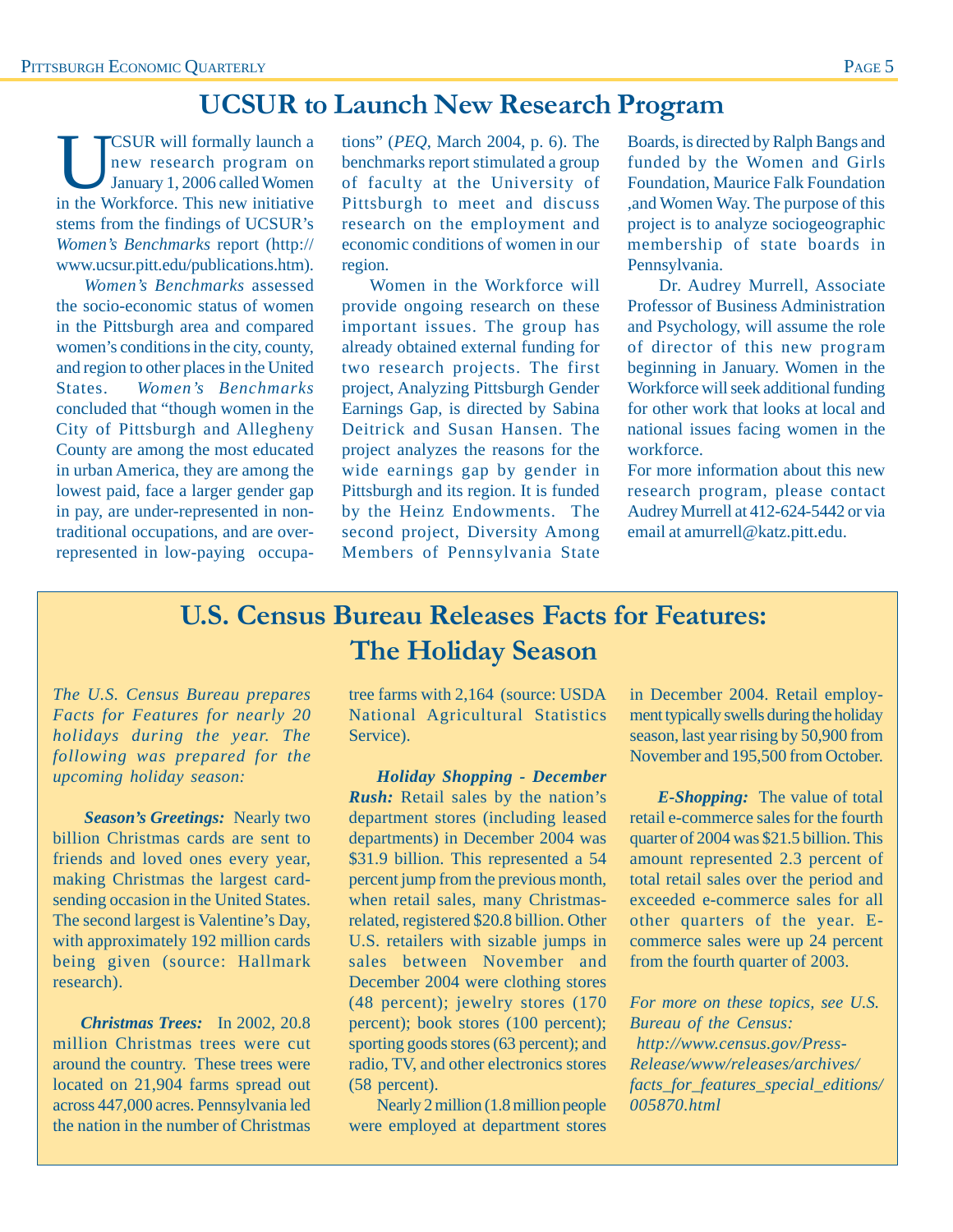## UCSUR to Launch New Research Program

UCSUR will formally launch a new research program on January 1, 2006 called Women in the Workforce. This new initiative stems from the findings of UCSUR's *Women's Benchmarks* report (http://www.ucsur.pitt.edu/publications.htm).

*Women's Benchmarks* assessed the socio-economic status of women in the Pittsburgh area and compared women's conditions in the city, county, and region to other places in the United States. *Women's Benchmarks* concluded that "though women in the City of Pittsburgh and Allegheny County are among the most educated in urban America, they are among the lowest paid, face a larger gender gap in pay, are under-represented in non-traditional occupations, and are over-represented in low-paying occupations" (*PEQ*, March 2004, p. 6). The benchmarks report stimulated a group of faculty at the University of Pittsburgh to meet and discuss research on the employment and economic conditions of women in our region.

Women in the Workforce will provide ongoing research on these important issues. The group has already obtained external funding for two research projects. The first project, Analyzing Pittsburgh Gender Earnings Gap, is directed by Sabina Deitrick and Susan Hansen. The project analyzes the reasons for the wide earnings gap by gender in Pittsburgh and its region. It is funded by the Heinz Endowments. The second project, Diversity Among Members of Pennsylvania State Boards, is directed by Ralph Bangs and funded by the Women and Girls Foundation, Maurice Falk Foundation ,and Women Way. The purpose of this project is to analyze sociogeographic membership of state boards in Pennsylvania.

Dr. Audrey Murrell, Associate Professor of Business Administration and Psychology, will assume the role of director of this new program beginning in January. Women in the Workforce will seek additional funding for other work that looks at local and national issues facing women in the workforce.

For more information about this new research program, please contact Audrey Murrell at 412-624-5442 or via email at amurrell@katz.pitt.edu.

## U.S. Census Bureau Releases Facts for Features: The Holiday Season

*The U.S. Census Bureau prepares Facts for Features for nearly 20 holidays during the year. The following was prepared for the upcoming holiday season:*

***Season's Greetings:*** Nearly two billion Christmas cards are sent to friends and loved ones every year, making Christmas the largest card-sending occasion in the United States. The second largest is Valentine's Day, with approximately 192 million cards being given (source: Hallmark research).

***Christmas Trees:*** In 2002, 20.8 million Christmas trees were cut around the country. These trees were located on 21,904 farms spread out across 447,000 acres. Pennsylvania led the nation in the number of Christmas tree farms with 2,164 (source: USDA National Agricultural Statistics Service).

***Holiday Shopping - December Rush:*** Retail sales by the nation's department stores (including leased departments) in December 2004 was $31.9 billion. This represented a 54 percent jump from the previous month, when retail sales, many Christmas-related, registered $20.8 billion. Other U.S. retailers with sizable jumps in sales between November and December 2004 were clothing stores (48 percent); jewelry stores (170 percent); book stores (100 percent); sporting goods stores (63 percent); and radio, TV, and other electronics stores (58 percent).

Nearly 2 million (1.8 million people were employed at department stores in December 2004. Retail employment typically swells during the holiday season, last year rising by 50,900 from November and 195,500 from October.

***E-Shopping:*** The value of total retail e-commerce sales for the fourth quarter of 2004 was $21.5 billion. This amount represented 2.3 percent of total retail sales over the period and exceeded e-commerce sales for all other quarters of the year. E-commerce sales were up 24 percent from the fourth quarter of 2003.

*For more on these topics, see U.S. Bureau of the Census: http://www.census.gov/Press-Release/www/releases/archives/facts_for_features_special_editions/005870.html*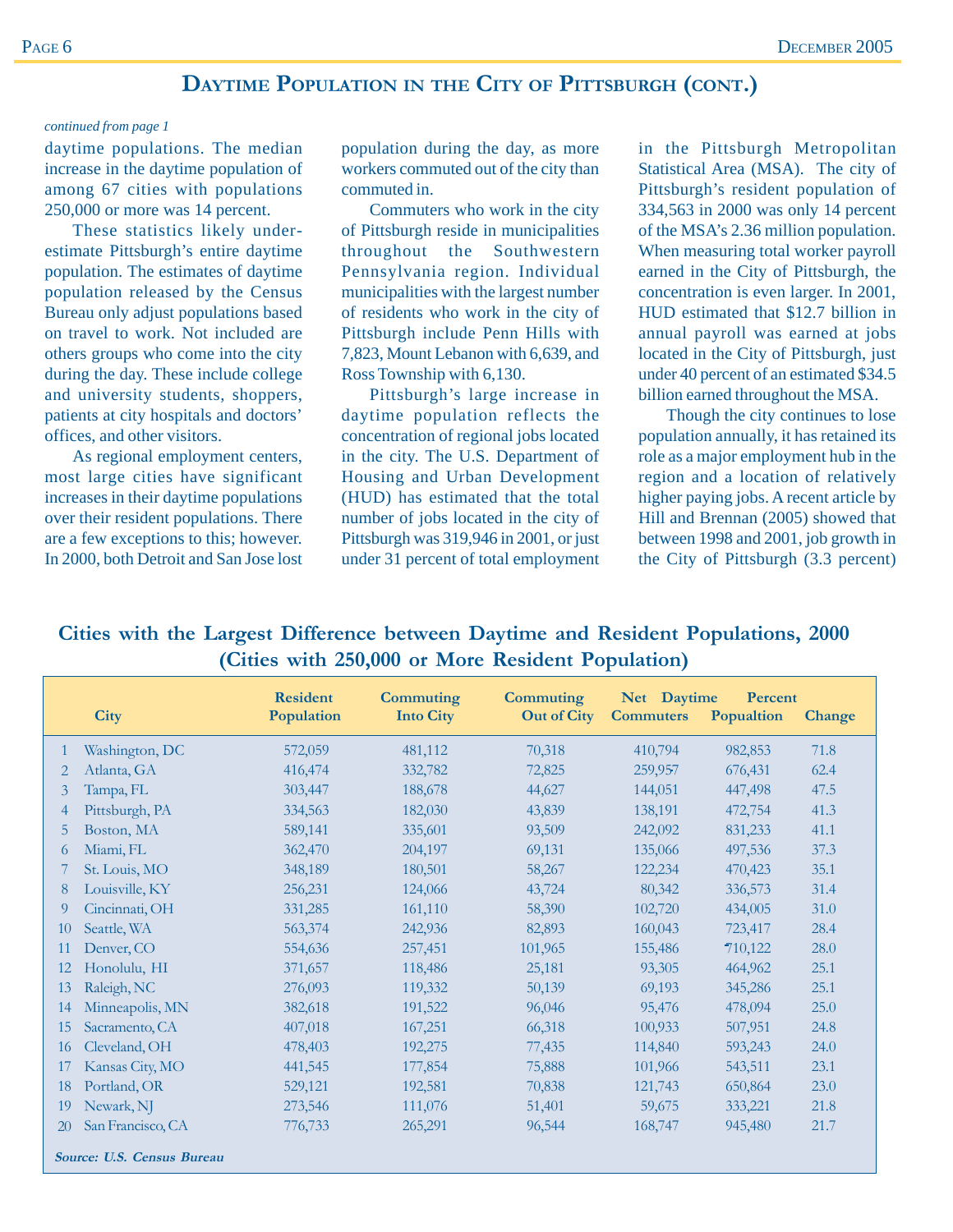# Daytime Population in the City of Pittsburgh (cont.)

*continued from page 1*

daytime populations. The median increase in the daytime population of among 67 cities with populations 250,000 or more was 14 percent.

These statistics likely underestimate Pittsburgh's entire daytime population. The estimates of daytime population released by the Census Bureau only adjust populations based on travel to work. Not included are others groups who come into the city during the day. These include college and university students, shoppers, patients at city hospitals and doctors' offices, and other visitors.

As regional employment centers, most large cities have significant increases in their daytime populations over their resident populations. There are a few exceptions to this; however. In 2000, both Detroit and San Jose lost population during the day, as more workers commuted out of the city than commuted in.

Commuters who work in the city of Pittsburgh reside in municipalities throughout the Southwestern Pennsylvania region. Individual municipalities with the largest number of residents who work in the city of Pittsburgh include Penn Hills with 7,823, Mount Lebanon with 6,639, and Ross Township with 6,130.

Pittsburgh's large increase in daytime population reflects the concentration of regional jobs located in the city. The U.S. Department of Housing and Urban Development (HUD) has estimated that the total number of jobs located in the city of Pittsburgh was 319,946 in 2001, or just under 31 percent of total employment in the Pittsburgh Metropolitan Statistical Area (MSA). The city of Pittsburgh's resident population of 334,563 in 2000 was only 14 percent of the MSA's 2.36 million population. When measuring total worker payroll earned in the City of Pittsburgh, the concentration is even larger. In 2001, HUD estimated that $12.7 billion in annual payroll was earned at jobs located in the City of Pittsburgh, just under 40 percent of an estimated $34.5 billion earned throughout the MSA.

Though the city continues to lose population annually, it has retained its role as a major employment hub in the region and a location of relatively higher paying jobs. A recent article by Hill and Brennan (2005) showed that between 1998 and 2001, job growth in the City of Pittsburgh (3.3 percent)

## Cities with the Largest Difference between Daytime and Resident Populations, 2000 (Cities with 250,000 or More Resident Population)

| | City | Resident Population | Commuting Into City | Commuting Out of City | Net Daytime Commuters | Percent Popualtion | Change |
|---|---|---|---|---|---|---|---|
| 1 | Washington, DC | 572,059 | 481,112 | 70,318 | 410,794 | 982,853 | 71.8 |
| 2 | Atlanta, GA | 416,474 | 332,782 | 72,825 | 259,957 | 676,431 | 62.4 |
| 3 | Tampa, FL | 303,447 | 188,678 | 44,627 | 144,051 | 447,498 | 47.5 |
| 4 | Pittsburgh, PA | 334,563 | 182,030 | 43,839 | 138,191 | 472,754 | 41.3 |
| 5 | Boston, MA | 589,141 | 335,601 | 93,509 | 242,092 | 831,233 | 41.1 |
| 6 | Miami, FL | 362,470 | 204,197 | 69,131 | 135,066 | 497,536 | 37.3 |
| 7 | St. Louis, MO | 348,189 | 180,501 | 58,267 | 122,234 | 470,423 | 35.1 |
| 8 | Louisville, KY | 256,231 | 124,066 | 43,724 | 80,342 | 336,573 | 31.4 |
| 9 | Cincinnati, OH | 331,285 | 161,110 | 58,390 | 102,720 | 434,005 | 31.0 |
| 10 | Seattle, WA | 563,374 | 242,936 | 82,893 | 160,043 | 723,417 | 28.4 |
| 11 | Denver, CO | 554,636 | 257,451 | 101,965 | 155,486 | 710,122 | 28.0 |
| 12 | Honolulu, HI | 371,657 | 118,486 | 25,181 | 93,305 | 464,962 | 25.1 |
| 13 | Raleigh, NC | 276,093 | 119,332 | 50,139 | 69,193 | 345,286 | 25.1 |
| 14 | Minneapolis, MN | 382,618 | 191,522 | 96,046 | 95,476 | 478,094 | 25.0 |
| 15 | Sacramento, CA | 407,018 | 167,251 | 66,318 | 100,933 | 507,951 | 24.8 |
| 16 | Cleveland, OH | 478,403 | 192,275 | 77,435 | 114,840 | 593,243 | 24.0 |
| 17 | Kansas City, MO | 441,545 | 177,854 | 75,888 | 101,966 | 543,511 | 23.1 |
| 18 | Portland, OR | 529,121 | 192,581 | 70,838 | 121,743 | 650,864 | 23.0 |
| 19 | Newark, NJ | 273,546 | 111,076 | 51,401 | 59,675 | 333,221 | 21.8 |
| 20 | San Francisco, CA | 776,733 | 265,291 | 96,544 | 168,747 | 945,480 | 21.7 |

***Source: U.S. Census Bureau***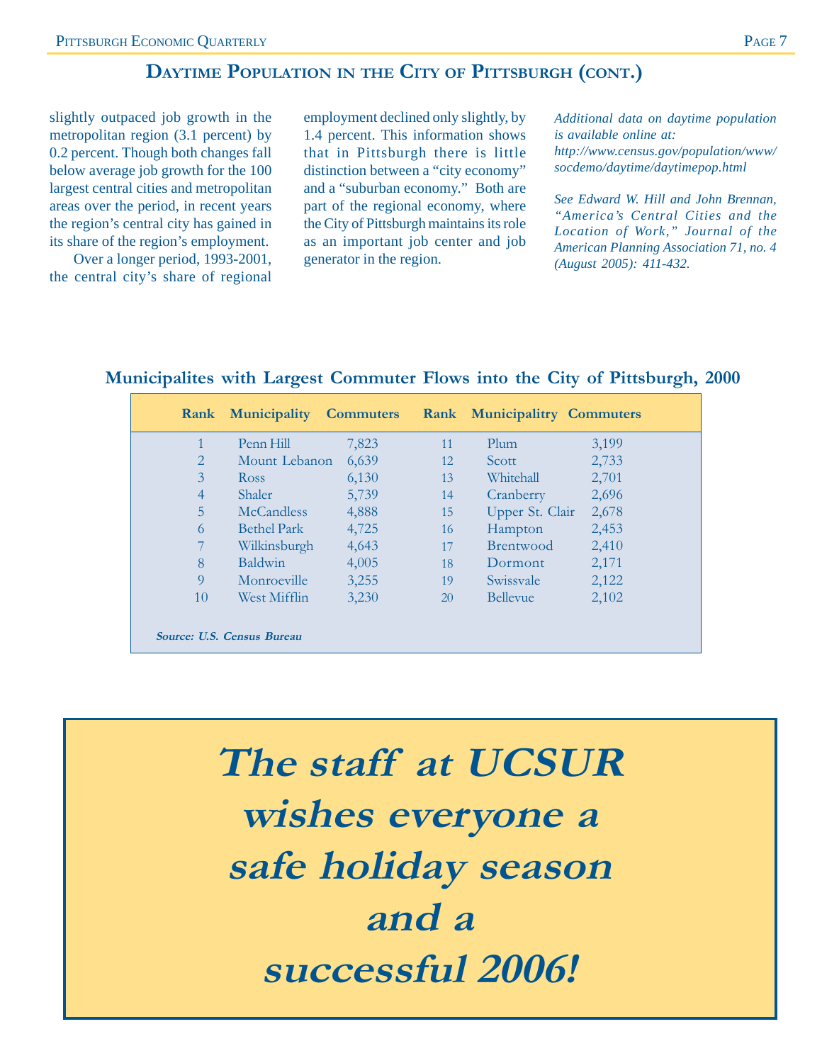## Daytime Population in the City of Pittsburgh (cont.)

slightly outpaced job growth in the metropolitan region (3.1 percent) by 0.2 percent. Though both changes fall below average job growth for the 100 largest central cities and metropolitan areas over the period, in recent years the region's central city has gained in its share of the region's employment.

Over a longer period, 1993-2001, the central city's share of regional employment declined only slightly, by 1.4 percent. This information shows that in Pittsburgh there is little distinction between a "city economy" and a "suburban economy." Both are part of the regional economy, where the City of Pittsburgh maintains its role as an important job center and job generator in the region.

*Additional data on daytime population is available online at: http://www.census.gov/population/www/socdemo/daytime/daytimepop.html*

*See Edward W. Hill and John Brennan, "America's Central Cities and the Location of Work," Journal of the American Planning Association 71, no. 4 (August 2005): 411-432.*

### Municipalites with Largest Commuter Flows into the City of Pittsburgh, 2000

| Rank | Municipality | Commuters | Rank | Municipality | Commuters |
|---|---|---|---|---|---|
| 1 | Penn Hill | 7,823 | 11 | Plum | 3,199 |
| 2 | Mount Lebanon | 6,639 | 12 | Scott | 2,733 |
| 3 | Ross | 6,130 | 13 | Whitehall | 2,701 |
| 4 | Shaler | 5,739 | 14 | Cranberry | 2,696 |
| 5 | McCandless | 4,888 | 15 | Upper St. Clair | 2,678 |
| 6 | Bethel Park | 4,725 | 16 | Hampton | 2,453 |
| 7 | Wilkinsburgh | 4,643 | 17 | Brentwood | 2,410 |
| 8 | Baldwin | 4,005 | 18 | Dormont | 2,171 |
| 9 | Monroeville | 3,255 | 19 | Swissvale | 2,122 |
| 10 | West Mifflin | 3,230 | 20 | Bellevue | 2,102 |

***Source: U.S. Census Bureau***

**The staff at UCSUR wishes everyone a safe holiday season and a successful 2006!**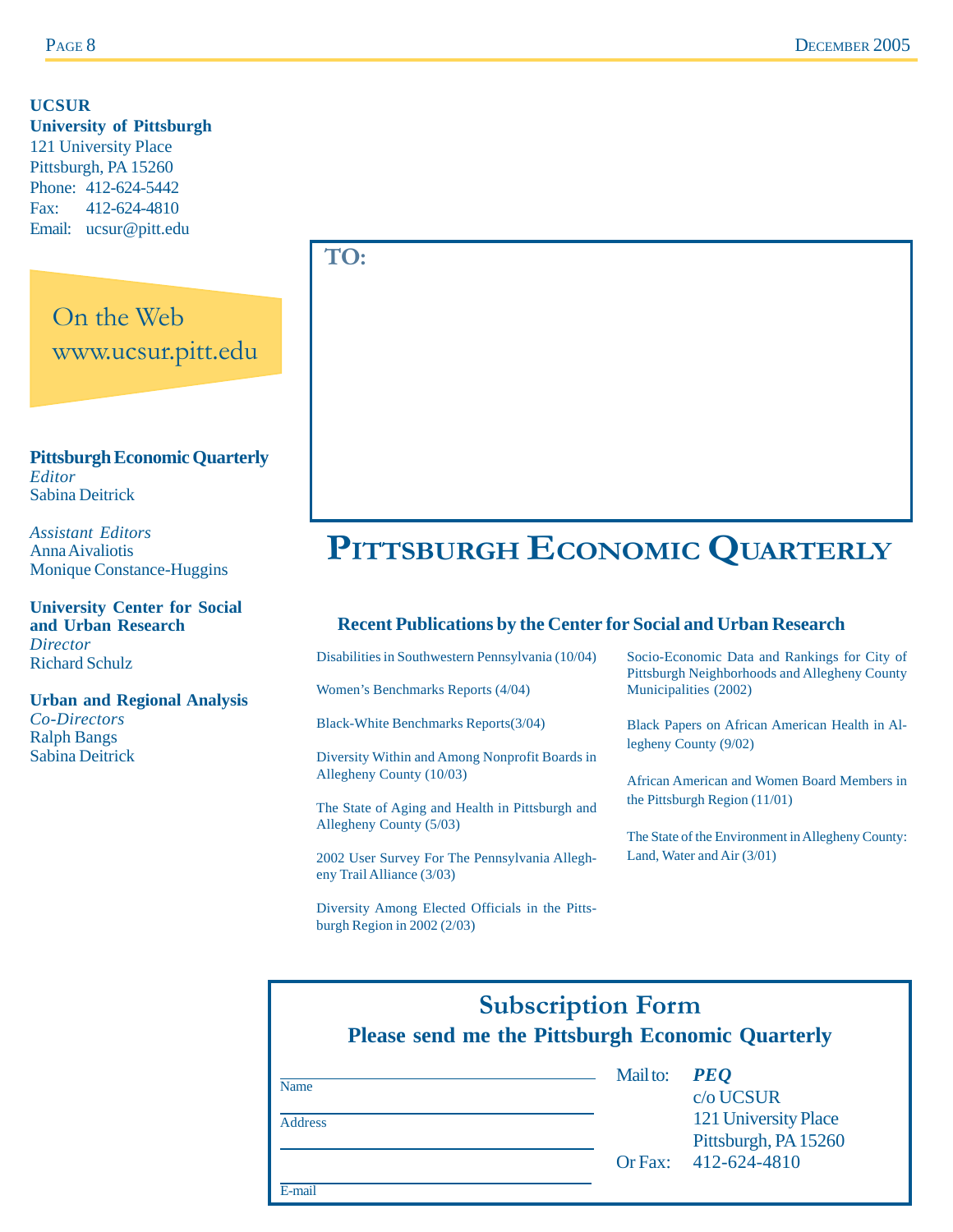**UCSUR**
**University of Pittsburgh**
121 University Place
Pittsburgh, PA 15260
Phone: 412-624-5442
Fax: 412-624-4810
Email: ucsur@pitt.edu

On the Web
www.ucsur.pitt.edu

**Pittsburgh Economic Quarterly**
*Editor*
Sabina Deitrick

*Assistant Editors*
Anna Aivaliotis
Monique Constance-Huggins

**University Center for Social and Urban Research**
*Director*
Richard Schulz

**Urban and Regional Analysis**
*Co-Directors*
Ralph Bangs
Sabina Deitrick

**TO:**

# PITTSBURGH ECONOMIC QUARTERLY

### Recent Publications by the Center for Social and Urban Research

Disabilities in Southwestern Pennsylvania (10/04)

Women's Benchmarks Reports (4/04)

Black-White Benchmarks Reports(3/04)

Diversity Within and Among Nonprofit Boards in Allegheny County (10/03)

The State of Aging and Health in Pittsburgh and Allegheny County (5/03)

2002 User Survey For The Pennsylvania Allegheny Trail Alliance (3/03)

Diversity Among Elected Officials in the Pittsburgh Region in 2002 (2/03)

Socio-Economic Data and Rankings for City of Pittsburgh Neighborhoods and Allegheny County Municipalities (2002)

Black Papers on African American Health in Allegheny County (9/02)

African American and Women Board Members in the Pittsburgh Region (11/01)

The State of the Environment in Allegheny County: Land, Water and Air (3/01)

## Subscription Form

### Please send me the Pittsburgh Economic Quarterly

Name

Address

E-mail

Mail to: ***PEQ***
c/o UCSUR
121 University Place
Pittsburgh, PA 15260
Or Fax: 412-624-4810